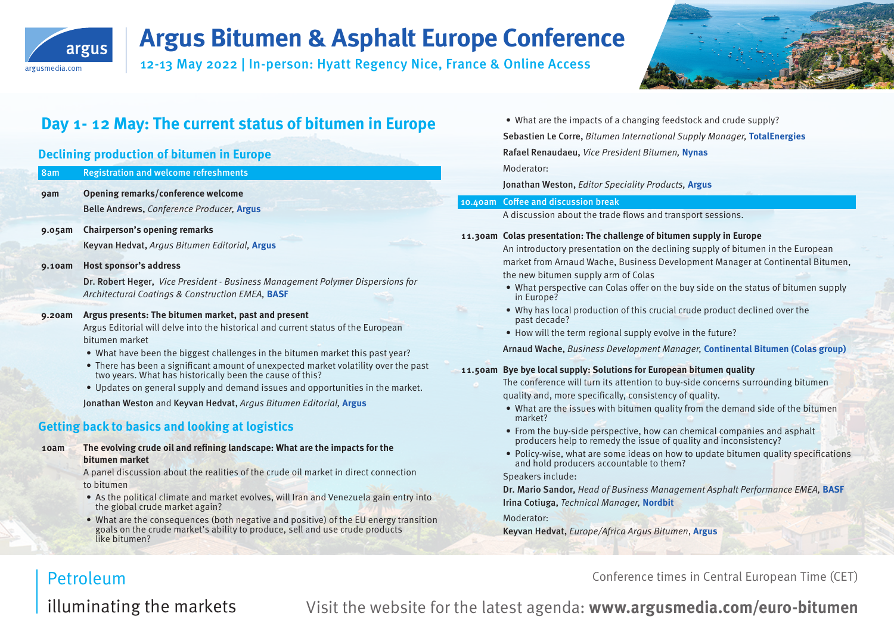# Argus Bitumen & Asphalt Europe Conference

12-13 May 2022 | In-person: Hyatt Regency Nice, France & Online Access

## Day 1- 12 May: The current status of bitumen in Europe

### Declining production of bitumen in Europe

**8am** Registration and welcome refreshments

**9am** **Opening remarks/conference welcome**

**Belle Andrews**, *Conference Producer,* **Argus**

**9.05am** **Chairperson's opening remarks**

**Keyvan Hedvat**, *Argus Bitumen Editorial,* **Argus**

**9.10am** **Host sponsor's address**

**Dr. Robert Heger**, *Vice President - Business Management Polymer Dispersions for Architectural Coatings & Construction EMEA,* **BASF**

**9.20am** **Argus presents: The bitumen market, past and present**

Argus Editorial will delve into the historical and current status of the European bitumen market

- What have been the biggest challenges in the bitumen market this past year?
- There has been a significant amount of unexpected market volatility over the past two years. What has historically been the cause of this?
- Updates on general supply and demand issues and opportunities in the market.

**Jonathan Weston** and **Keyvan Hedvat**, *Argus Bitumen Editorial,* **Argus**

### Getting back to basics and looking at logistics

**10am** **The evolving crude oil and refining landscape: What are the impacts for the bitumen market**

A panel discussion about the realities of the crude oil market in direct connection to bitumen

- As the political climate and market evolves, will Iran and Venezuela gain entry into the global crude market again?
- What are the consequences (both negative and positive) of the EU energy transition goals on the crude market's ability to produce, sell and use crude products like bitumen?
- What are the impacts of a changing feedstock and crude supply?

**Sebastien Le Corre**, *Bitumen International Supply Manager,* **TotalEnergies**

**Rafael Renaudaeu**, *Vice President Bitumen,* **Nynas**

Moderator:

**Jonathan Weston**, *Editor Speciality Products,* **Argus**

**10.40am** Coffee and discussion break

A discussion about the trade flows and transport sessions.

**11.30am** **Colas presentation: The challenge of bitumen supply in Europe**

An introductory presentation on the declining supply of bitumen in the European market from Arnaud Wache, Business Development Manager at Continental Bitumen, the new bitumen supply arm of Colas

- What perspective can Colas offer on the buy side on the status of bitumen supply in Europe?
- Why has local production of this crucial crude product declined over the past decade?
- How will the term regional supply evolve in the future?

**Arnaud Wache**, *Business Development Manager,* **Continental Bitumen (Colas group)**

**11.50am** **Bye bye local supply: Solutions for European bitumen quality**

The conference will turn its attention to buy-side concerns surrounding bitumen quality and, more specifically, consistency of quality.

- What are the issues with bitumen quality from the demand side of the bitumen market?
- From the buy-side perspective, how can chemical companies and asphalt producers help to remedy the issue of quality and inconsistency?
- Policy-wise, what are some ideas on how to update bitumen quality specifications and hold producers accountable to them?

Speakers include:

**Dr. Mario Sandor**, *Head of Business Management Asphalt Performance EMEA,* **BASF**

**Irina Cotiuga**, *Technical Manager,* **Nordbit**

Moderator:

**Keyvan Hedvat**, *Europe/Africa Argus Bitumen*, **Argus**

Conference times in Central European Time (CET)

Visit the website for the latest agenda: **www.argusmedia.com/euro-bitumen**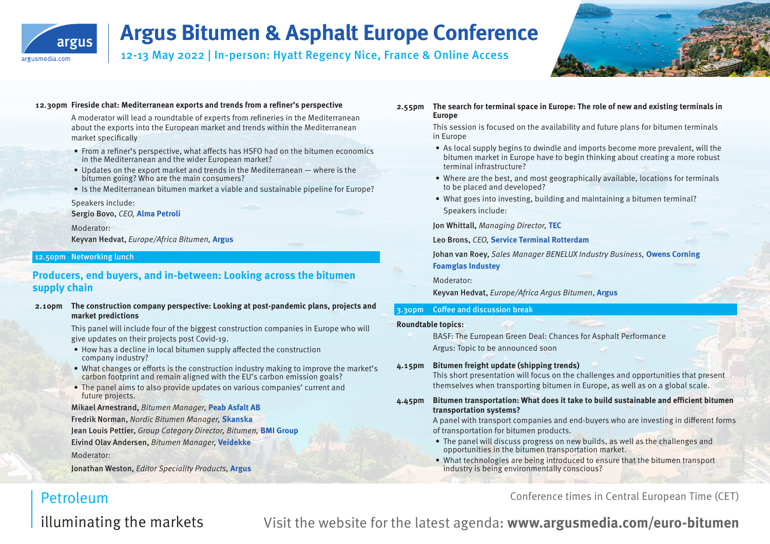# Argus Bitumen & Asphalt Europe Conference

12-13 May 2022 | In-person: Hyatt Regency Nice, France & Online Access

**12.30pm Fireside chat: Mediterranean exports and trends from a refiner's perspective**

A moderator will lead a roundtable of experts from refineries in the Mediterranean about the exports into the European market and trends within the Mediterranean market specifically

- From a refiner's perspective, what affects has HSFO had on the bitumen economics in the Mediterranean and the wider European market?
- Updates on the export market and trends in the Mediterranean — where is the bitumen going? Who are the main consumers?
- Is the Mediterranean bitumen market a viable and sustainable pipeline for Europe?

Speakers include:

**Sergio Bovo**, *CEO,* **Alma Petroli**

Moderator:

**Keyvan Hedvat**, *Europe/Africa Bitumen,* **Argus**

**12.50pm Networking lunch**

## Producers, end buyers, and in-between: Looking across the bitumen supply chain

**2.10pm The construction company perspective: Looking at post-pandemic plans, projects and market predictions**

This panel will include four of the biggest construction companies in Europe who will give updates on their projects post Covid-19.

- How has a decline in local bitumen supply affected the construction company industry?
- What changes or efforts is the construction industry making to improve the market's carbon footprint and remain aligned with the EU's carbon emission goals?
- The panel aims to also provide updates on various companies' current and future projects.

**Mikael Arnestrand**, *Bitumen Manager,* **Peab Asfalt AB**

**Fredrik Norman**, *Nordic Bitumen Manager,* **Skanska**

**Jean Louis Pettier**, *Group Category Director, Bitumen,* **BMI Group**

**Eivind Olav Andersen**, *Bitumen Manager,* **Veidekke**

Moderator:

**Jonathan Weston**, *Editor Speciality Products,* **Argus**

**2.55pm The search for terminal space in Europe: The role of new and existing terminals in Europe**

This session is focused on the availability and future plans for bitumen terminals in Europe

- As local supply begins to dwindle and imports become more prevalent, will the bitumen market in Europe have to begin thinking about creating a more robust terminal infrastructure?
- Where are the best, and most geographically available, locations for terminals to be placed and developed?
- What goes into investing, building and maintaining a bitumen terminal?

Speakers include:

**Jon Whittall**, *Managing Director,* **TEC**

**Leo Brons**, *CEO,* **Service Terminal Rotterdam**

**Johan van Roey**, *Sales Manager BENELUX Industry Business,* **Owens Corning Foamglas Industey**

Moderator:

**Keyvan Hedvat**, *Europe/Africa Argus Bitumen*, **Argus**

**3.30pm Coffee and discussion break**

**Roundtable topics:**

BASF: The European Green Deal: Chances for Asphalt Performance

Argus: Topic to be announced soon

**4.15pm Bitumen freight update (shipping trends)**

This short presentation will focus on the challenges and opportunities that present themselves when transporting bitumen in Europe, as well as on a global scale.

**4.45pm Bitumen transportation: What does it take to build sustainable and efficient bitumen transportation systems?**

A panel with transport companies and end-buyers who are investing in different forms of transportation for bitumen products.

- The panel will discuss progress on new builds, as well as the challenges and opportunities in the bitumen transportation market.
- What technologies are being introduced to ensure that the bitumen transport industry is being environmentally conscious?

Conference times in Central European Time (CET)

Visit the website for the latest agenda: **www.argusmedia.com/euro-bitumen**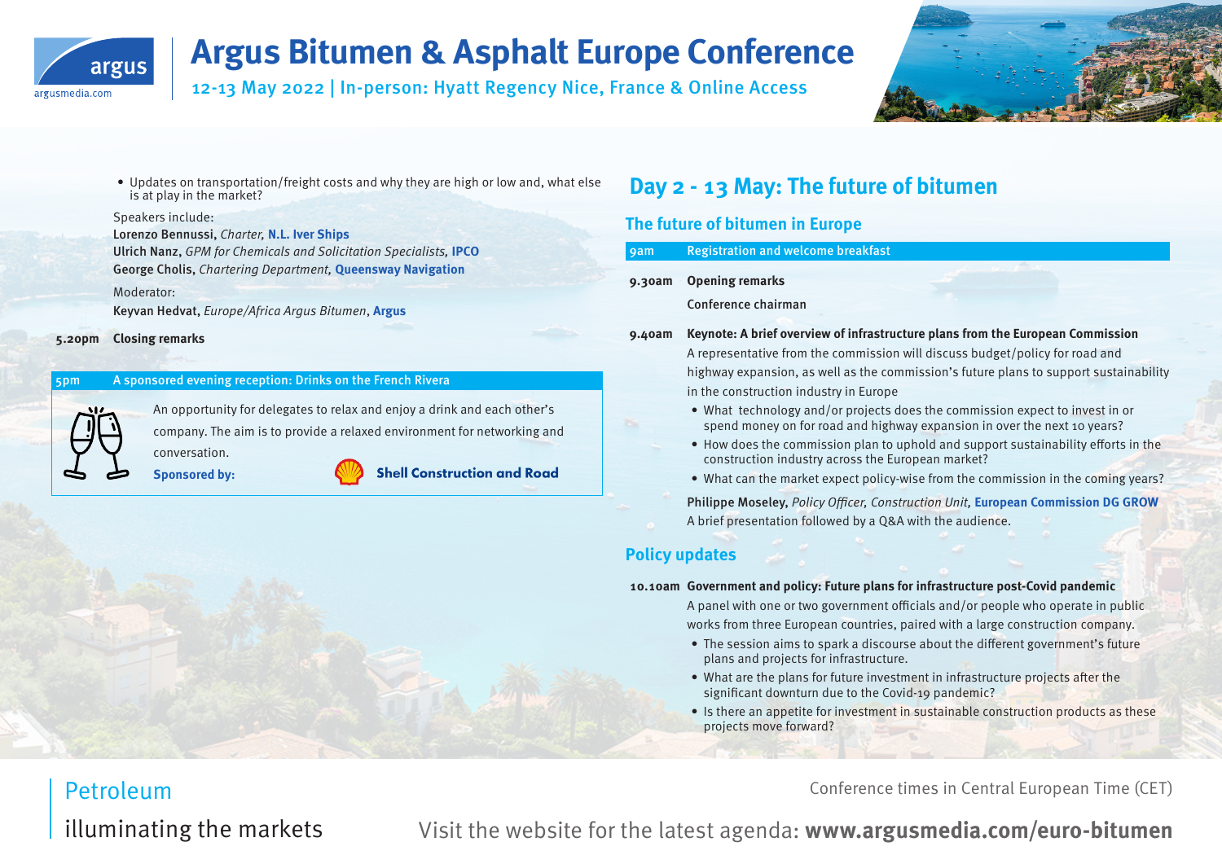- Updates on transportation/freight costs and why they are high or low and, what else is at play in the market?

Speakers include:

**Lorenzo Bennussi**, *Charter,* **N.L. Iver Ships**

**Ulrich Nanz**, *GPM for Chemicals and Solicitation Specialists,* **IPCO**

**George Cholis**, *Chartering Department,* **Queensway Navigation**

Moderator:

**Keyvan Hedvat**, *Europe/Africa Argus Bitumen*, **Argus**

**5.20pm** **Closing remarks**

**5pm** **A sponsored evening reception: Drinks on the French Rivera**

An opportunity for delegates to relax and enjoy a drink and each other's company. The aim is to provide a relaxed environment for networking and conversation.

**Sponsored by:** **Shell Construction and Road**

## Day 2 - 13 May: The future of bitumen

### The future of bitumen in Europe

**9am** **Registration and welcome breakfast**

**9.30am** **Opening remarks**

**Conference chairman**

**9.40am** **Keynote: A brief overview of infrastructure plans from the European Commission**

A representative from the commission will discuss budget/policy for road and highway expansion, as well as the commission's future plans to support sustainability in the construction industry in Europe

- What technology and/or projects does the commission expect to invest in or spend money on for road and highway expansion in over the next 10 years?
- How does the commission plan to uphold and support sustainability efforts in the construction industry across the European market?
- What can the market expect policy-wise from the commission in the coming years?

**Philippe Moseley,** *Policy Officer, Construction Unit,* **European Commission DG GROW**

A brief presentation followed by a Q&A with the audience.

### Policy updates

**10.10am** **Government and policy: Future plans for infrastructure post-Covid pandemic**

A panel with one or two government officials and/or people who operate in public works from three European countries, paired with a large construction company.

- The session aims to spark a discourse about the different government's future plans and projects for infrastructure.
- What are the plans for future investment in infrastructure projects after the significant downturn due to the Covid-19 pandemic?
- Is there an appetite for investment in sustainable construction products as these projects move forward?

Conference times in Central European Time (CET)

Visit the website for the latest agenda: **www.argusmedia.com/euro-bitumen**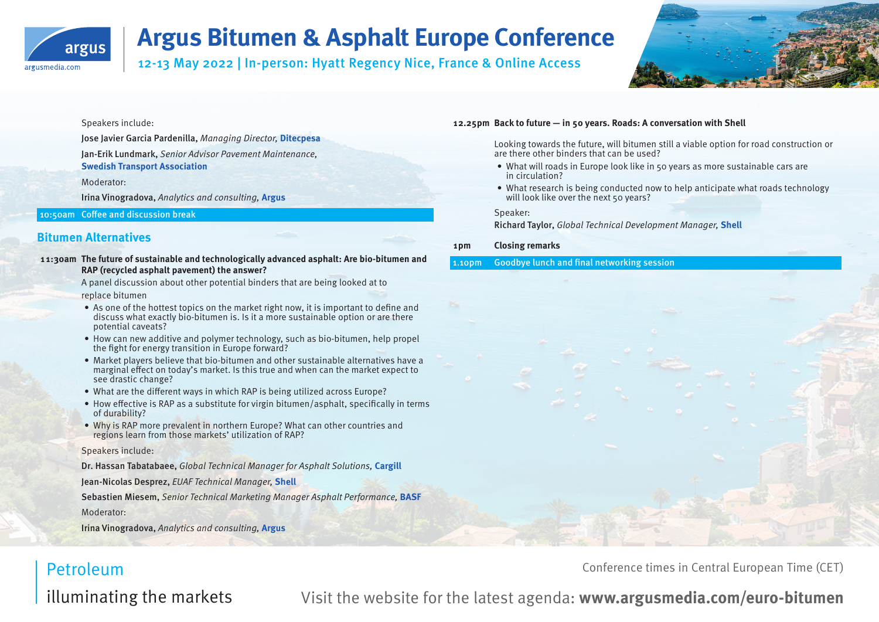Speakers include:

**Jose Javier Garcia Pardenilla,** *Managing Director,* **Ditecpesa**

**Jan-Erik Lundmark,** *Senior Advisor Pavement Maintenance,* **Swedish Transport Association**

Moderator:

**Irina Vinogradova,** *Analytics and consulting,* **Argus**

**10:50am Coffee and discussion break**

## Bitumen Alternatives

**11:30am The future of sustainable and technologically advanced asphalt: Are bio-bitumen and RAP (recycled asphalt pavement) the answer?**

A panel discussion about other potential binders that are being looked at to replace bitumen

- As one of the hottest topics on the market right now, it is important to define and discuss what exactly bio-bitumen is. Is it a more sustainable option or are there potential caveats?
- How can new additive and polymer technology, such as bio-bitumen, help propel the fight for energy transition in Europe forward?
- Market players believe that bio-bitumen and other sustainable alternatives have a marginal effect on today's market. Is this true and when can the market expect to see drastic change?
- What are the different ways in which RAP is being utilized across Europe?
- How effective is RAP as a substitute for virgin bitumen/asphalt, specifically in terms of durability?
- Why is RAP more prevalent in northern Europe? What can other countries and regions learn from those markets' utilization of RAP?

Speakers include:

**Dr. Hassan Tabatabaee,** *Global Technical Manager for Asphalt Solutions,* **Cargill**

**Jean-Nicolas Desprez,** *EUAF Technical Manager,* **Shell**

**Sebastien Miesem,** *Senior Technical Marketing Manager Asphalt Performance,* **BASF**

Moderator:

**Irina Vinogradova,** *Analytics and consulting,* **Argus**

**12.25pm Back to future — in 50 years. Roads: A conversation with Shell**

Looking towards the future, will bitumen still a viable option for road construction or are there other binders that can be used?

- What will roads in Europe look like in 50 years as more sustainable cars are in circulation?
- What research is being conducted now to help anticipate what roads technology will look like over the next 50 years?

Speaker:

**Richard Taylor,** *Global Technical Development Manager,* **Shell**

**1pm Closing remarks**

**1.10pm Goodbye lunch and final networking session**

Conference times in Central European Time (CET)

Visit the website for the latest agenda: **www.argusmedia.com/euro-bitumen**